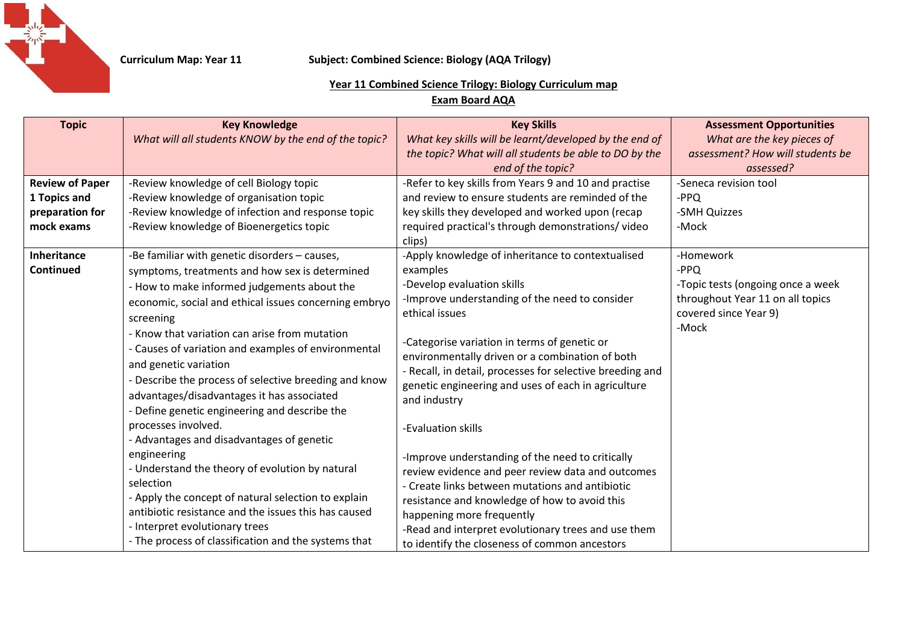**Curriculum Map: Year 11** **Subject: Combined Science: Biology (AQA Trilogy)**

**Year 11 Combined Science Trilogy: Biology Curriculum map**

**Exam Board AQA**

| Topic | Key Knowledge<br>*What will all students KNOW by the end of the topic?* | Key Skills<br>*What key skills will be learnt/developed by the end of the topic? What will all students be able to DO by the end of the topic?* | Assessment Opportunities<br>*What are the key pieces of assessment? How will students be assessed?* |
|---|---|---|---|
| **Review of Paper 1 Topics and preparation for mock exams** | -Review knowledge of cell Biology topic<br>-Review knowledge of organisation topic<br>-Review knowledge of infection and response topic<br>-Review knowledge of Bioenergetics topic | -Refer to key skills from Years 9 and 10 and practise and review to ensure students are reminded of the key skills they developed and worked upon (recap required practical's through demonstrations/ video clips) | -Seneca revision tool<br>-PPQ<br>-SMH Quizzes<br>-Mock |
| **Inheritance Continued** | -Be familiar with genetic disorders – causes, symptoms, treatments and how sex is determined<br>- How to make informed judgements about the economic, social and ethical issues concerning embryo screening<br>- Know that variation can arise from mutation<br>- Causes of variation and examples of environmental and genetic variation<br>- Describe the process of selective breeding and know advantages/disadvantages it has associated<br>- Define genetic engineering and describe the processes involved.<br>- Advantages and disadvantages of genetic engineering<br>- Understand the theory of evolution by natural selection<br>- Apply the concept of natural selection to explain antibiotic resistance and the issues this has caused<br>- Interpret evolutionary trees<br>- The process of classification and the systems that | -Apply knowledge of inheritance to contextualised examples<br>-Develop evaluation skills<br>-Improve understanding of the need to consider ethical issues<br><br>-Categorise variation in terms of genetic or environmentally driven or a combination of both<br>- Recall, in detail, processes for selective breeding and genetic engineering and uses of each in agriculture and industry<br><br>-Evaluation skills<br><br>-Improve understanding of the need to critically review evidence and peer review data and outcomes<br>- Create links between mutations and antibiotic resistance and knowledge of how to avoid this happening more frequently<br>-Read and interpret evolutionary trees and use them to identify the closeness of common ancestors | -Homework<br>-PPQ<br>-Topic tests (ongoing once a week throughout Year 11 on all topics covered since Year 9)<br>-Mock |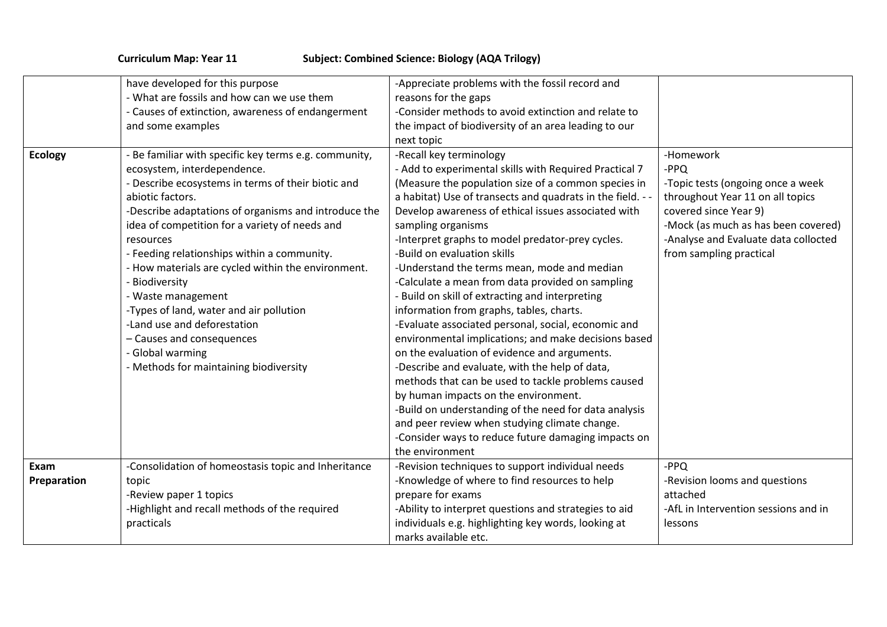**Curriculum Map: Year 11 Subject: Combined Science: Biology (AQA Trilogy)**

| | | | |
|---|---|---|---|
| | have developed for this purpose<br>- What are fossils and how can we use them<br>- Causes of extinction, awareness of endangerment and some examples | -Appreciate problems with the fossil record and reasons for the gaps<br>-Consider methods to avoid extinction and relate to the impact of biodiversity of an area leading to our next topic | |
| **Ecology** | - Be familiar with specific key terms e.g. community, ecosystem, interdependence.<br>- Describe ecosystems in terms of their biotic and abiotic factors.<br>-Describe adaptations of organisms and introduce the idea of competition for a variety of needs and resources<br>- Feeding relationships within a community.<br>- How materials are cycled within the environment.<br>- Biodiversity<br>- Waste management<br>-Types of land, water and air pollution<br>-Land use and deforestation<br>– Causes and consequences<br>- Global warming<br>- Methods for maintaining biodiversity | -Recall key terminology<br>- Add to experimental skills with Required Practical 7 (Measure the population size of a common species in a habitat) Use of transects and quadrats in the field. - - Develop awareness of ethical issues associated with sampling organisms<br>-Interpret graphs to model predator-prey cycles.<br>-Build on evaluation skills<br>-Understand the terms mean, mode and median<br>-Calculate a mean from data provided on sampling<br>- Build on skill of extracting and interpreting information from graphs, tables, charts.<br>-Evaluate associated personal, social, economic and environmental implications; and make decisions based on the evaluation of evidence and arguments.<br>-Describe and evaluate, with the help of data, methods that can be used to tackle problems caused by human impacts on the environment.<br>-Build on understanding of the need for data analysis and peer review when studying climate change.<br>-Consider ways to reduce future damaging impacts on the environment | -Homework<br>-PPQ<br>-Topic tests (ongoing once a week throughout Year 11 on all topics covered since Year 9)<br>-Mock (as much as has been covered)<br>-Analyse and Evaluate data collected from sampling practical |
| **Exam Preparation** | -Consolidation of homeostasis topic and Inheritance topic<br>-Review paper 1 topics<br>-Highlight and recall methods of the required practicals | -Revision techniques to support individual needs<br>-Knowledge of where to find resources to help prepare for exams<br>-Ability to interpret questions and strategies to aid individuals e.g. highlighting key words, looking at marks available etc. | -PPQ<br>-Revision looms and questions attached<br>-AfL in Intervention sessions and in lessons |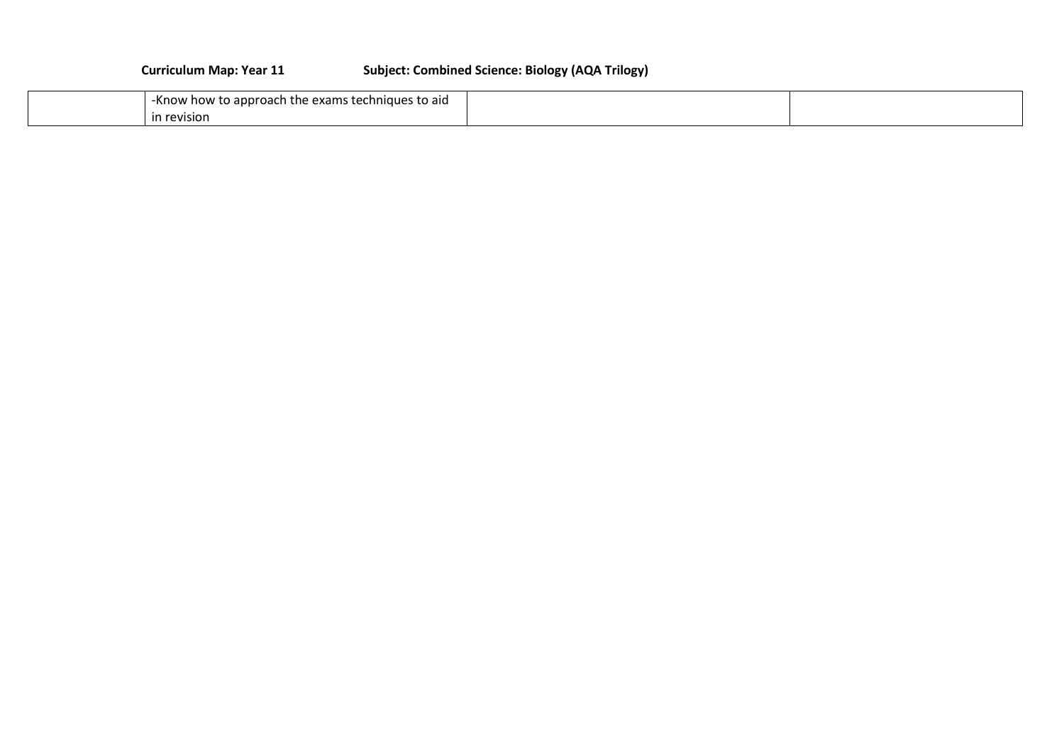**Curriculum Map: Year 11** **Subject: Combined Science: Biology (AQA Trilogy)**

| | | | |
|---|---|---|---|
| | -Know how to approach the exams techniques to aid in revision | | |